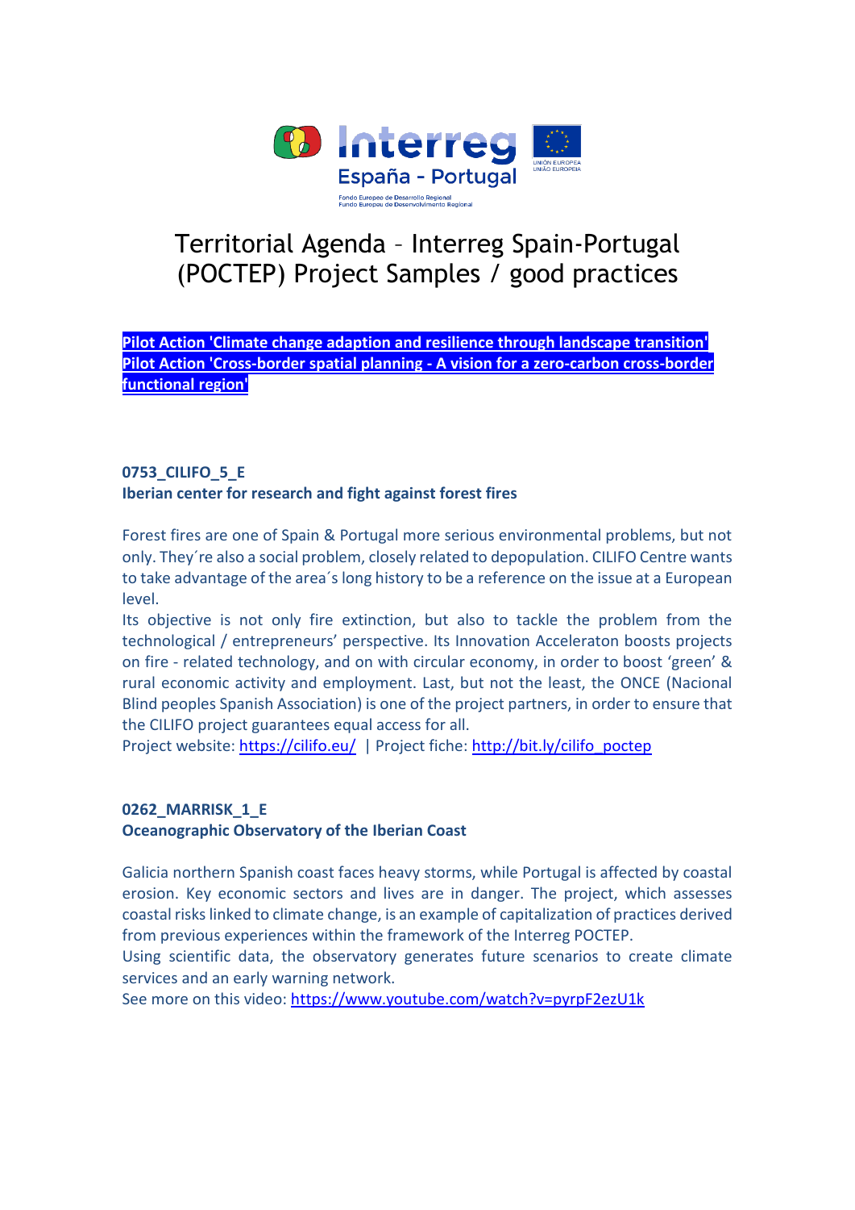# Territorial Agenda – Interreg Spain-Portugal (POCTEP) Project Samples / good practices

**Pilot Action 'Climate change adaption and resilience through landscape transition'**
**Pilot Action 'Cross-border spatial planning - A vision for a zero-carbon cross-border functional region'**

### 0753_CILIFO_5_E
### Iberian center for research and fight against forest fires

Forest fires are one of Spain & Portugal more serious environmental problems, but not only. They´re also a social problem, closely related to depopulation. CILIFO Centre wants to take advantage of the area´s long history to be a reference on the issue at a European level.

Its objective is not only fire extinction, but also to tackle the problem from the technological / entrepreneurs' perspective. Its Innovation Acceleraton boosts projects on fire - related technology, and on with circular economy, in order to boost 'green' & rural economic activity and employment. Last, but not the least, the ONCE (Nacional Blind peoples Spanish Association) is one of the project partners, in order to ensure that the CILIFO project guarantees equal access for all.

Project website: https://cilifo.eu/ | Project fiche: http://bit.ly/cilifo_poctep

### 0262_MARRISK_1_E
### Oceanographic Observatory of the Iberian Coast

Galicia northern Spanish coast faces heavy storms, while Portugal is affected by coastal erosion. Key economic sectors and lives are in danger. The project, which assesses coastal risks linked to climate change, is an example of capitalization of practices derived from previous experiences within the framework of the Interreg POCTEP.

Using scientific data, the observatory generates future scenarios to create climate services and an early warning network.

See more on this video: https://www.youtube.com/watch?v=pyrpF2ezU1k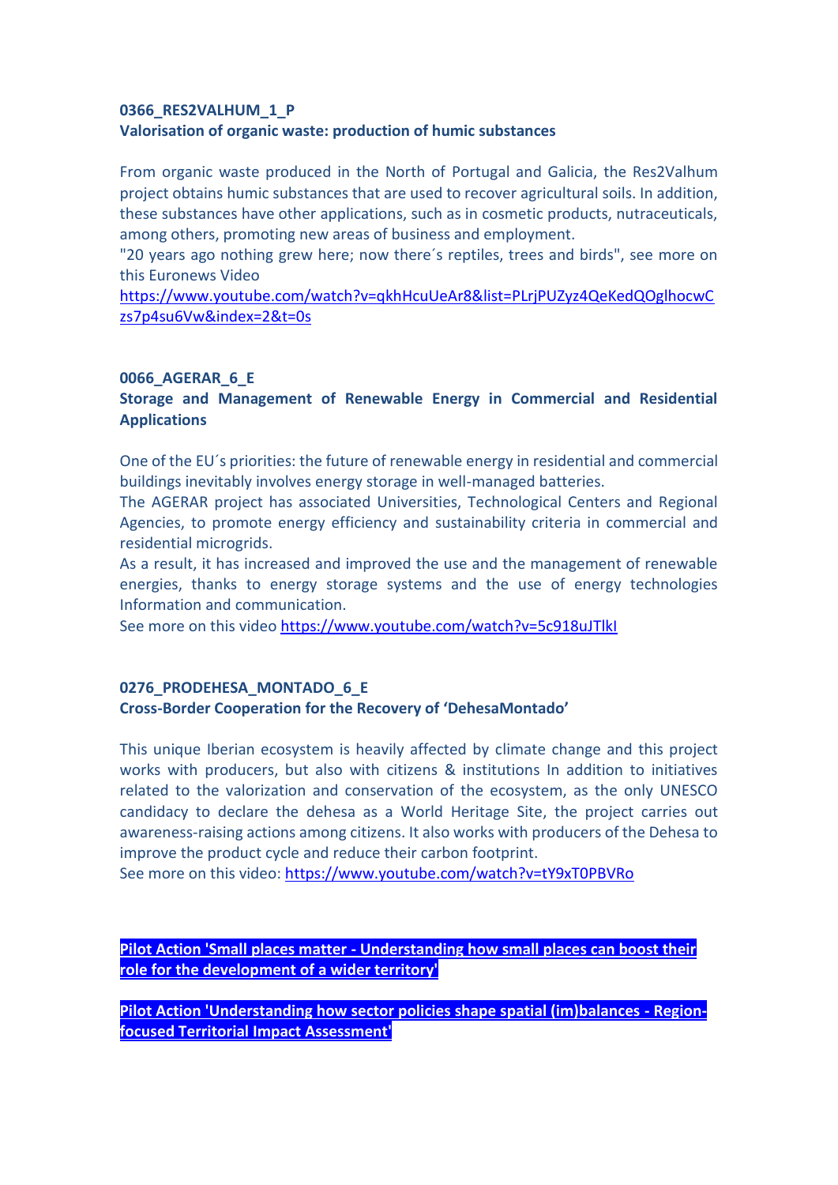**0366_RES2VALHUM_1_P**
**Valorisation of organic waste: production of humic substances**

From organic waste produced in the North of Portugal and Galicia, the Res2Valhum project obtains humic substances that are used to recover agricultural soils. In addition, these substances have other applications, such as in cosmetic products, nutraceuticals, among others, promoting new areas of business and employment.
"20 years ago nothing grew here; now there´s reptiles, trees and birds", see more on this Euronews Video
[https://www.youtube.com/watch?v=qkhHcuUeAr8&list=PLrjPUZyz4QeKedQOglhocwCzs7p4su6Vw&index=2&t=0s](https://www.youtube.com/watch?v=qkhHcuUeAr8&list=PLrjPUZyz4QeKedQOglhocwCzs7p4su6Vw&index=2&t=0s)

**0066_AGERAR_6_E**
**Storage and Management of Renewable Energy in Commercial and Residential Applications**

One of the EU´s priorities: the future of renewable energy in residential and commercial buildings inevitably involves energy storage in well-managed batteries.
The AGERAR project has associated Universities, Technological Centers and Regional Agencies, to promote energy efficiency and sustainability criteria in commercial and residential microgrids.
As a result, it has increased and improved the use and the management of renewable energies, thanks to energy storage systems and the use of energy technologies Information and communication.
See more on this video [https://www.youtube.com/watch?v=5c918uJTlkI](https://www.youtube.com/watch?v=5c918uJTlkI)

**0276_PRODEHESA_MONTADO_6_E**
**Cross-Border Cooperation for the Recovery of 'DehesaMontado'**

This unique Iberian ecosystem is heavily affected by climate change and this project works with producers, but also with citizens & institutions In addition to initiatives related to the valorization and conservation of the ecosystem, as the only UNESCO candidacy to declare the dehesa as a World Heritage Site, the project carries out awareness-raising actions among citizens. It also works with producers of the Dehesa to improve the product cycle and reduce their carbon footprint.
See more on this video: [https://www.youtube.com/watch?v=tY9xT0PBVRo](https://www.youtube.com/watch?v=tY9xT0PBVRo)

**Pilot Action 'Small places matter - Understanding how small places can boost their role for the development of a wider territory'**

**Pilot Action 'Understanding how sector policies shape spatial (im)balances - Region-focused Territorial Impact Assessment'**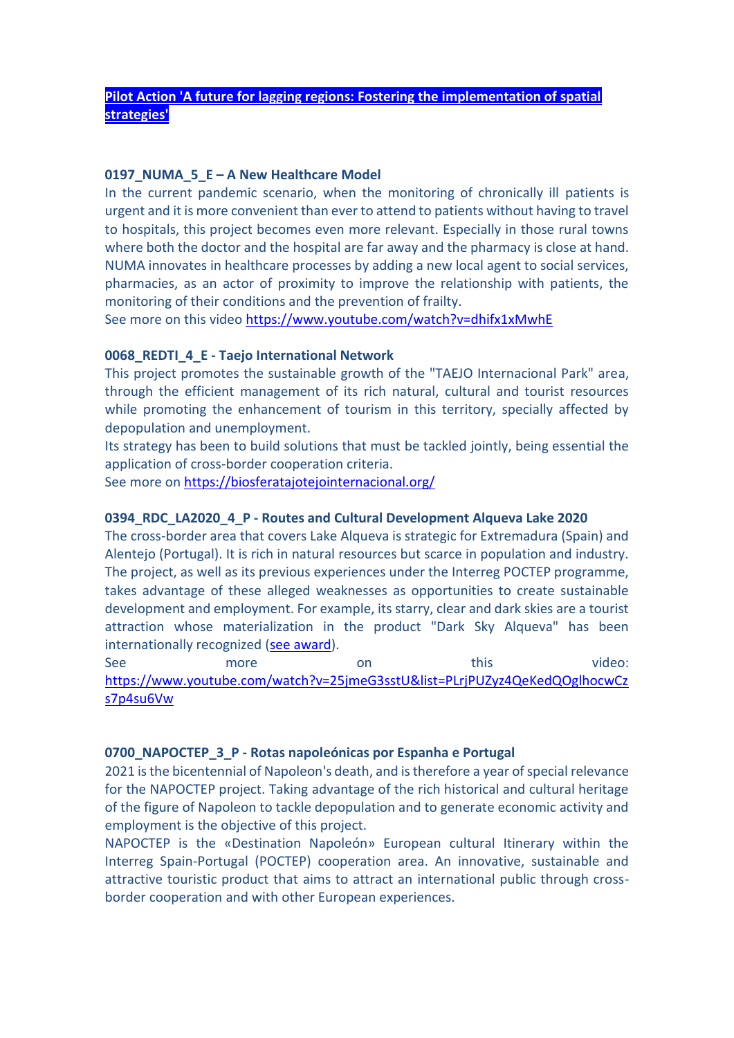**[Pilot Action 'A future for lagging regions: Fostering the implementation of spatial strategies']()**

**0197_NUMA_5_E – A New Healthcare Model**

In the current pandemic scenario, when the monitoring of chronically ill patients is urgent and it is more convenient than ever to attend to patients without having to travel to hospitals, this project becomes even more relevant. Especially in those rural towns where both the doctor and the hospital are far away and the pharmacy is close at hand. NUMA innovates in healthcare processes by adding a new local agent to social services, pharmacies, as an actor of proximity to improve the relationship with patients, the monitoring of their conditions and the prevention of frailty.

See more on this video https://www.youtube.com/watch?v=dhifx1xMwhE

**0068_REDTI_4_E - Taejo International Network**

This project promotes the sustainable growth of the "TAEJO Internacional Park" area, through the efficient management of its rich natural, cultural and tourist resources while promoting the enhancement of tourism in this territory, specially affected by depopulation and unemployment.

Its strategy has been to build solutions that must be tackled jointly, being essential the application of cross-border cooperation criteria.

See more on https://biosferatajotejointernacional.org/

**0394_RDC_LA2020_4_P - Routes and Cultural Development Alqueva Lake 2020**

The cross-border area that covers Lake Alqueva is strategic for Extremadura (Spain) and Alentejo (Portugal). It is rich in natural resources but scarce in population and industry. The project, as well as its previous experiences under the Interreg POCTEP programme, takes advantage of these alleged weaknesses as opportunities to create sustainable development and employment. For example, its starry, clear and dark skies are a tourist attraction whose materialization in the product "Dark Sky Alqueva" has been internationally recognized ([see award]()).

See more on this video: https://www.youtube.com/watch?v=25jmeG3sstU&list=PLrjPUZyz4QeKedQOglhocwCzs7p4su6Vw

**0700_NAPOCTEP_3_P - Rotas napoleónicas por Espanha e Portugal**

2021 is the bicentennial of Napoleon's death, and is therefore a year of special relevance for the NAPOCTEP project. Taking advantage of the rich historical and cultural heritage of the figure of Napoleon to tackle depopulation and to generate economic activity and employment is the objective of this project.

NAPOCTEP is the «Destination Napoleón» European cultural Itinerary within the Interreg Spain-Portugal (POCTEP) cooperation area. An innovative, sustainable and attractive touristic product that aims to attract an international public through cross-border cooperation and with other European experiences.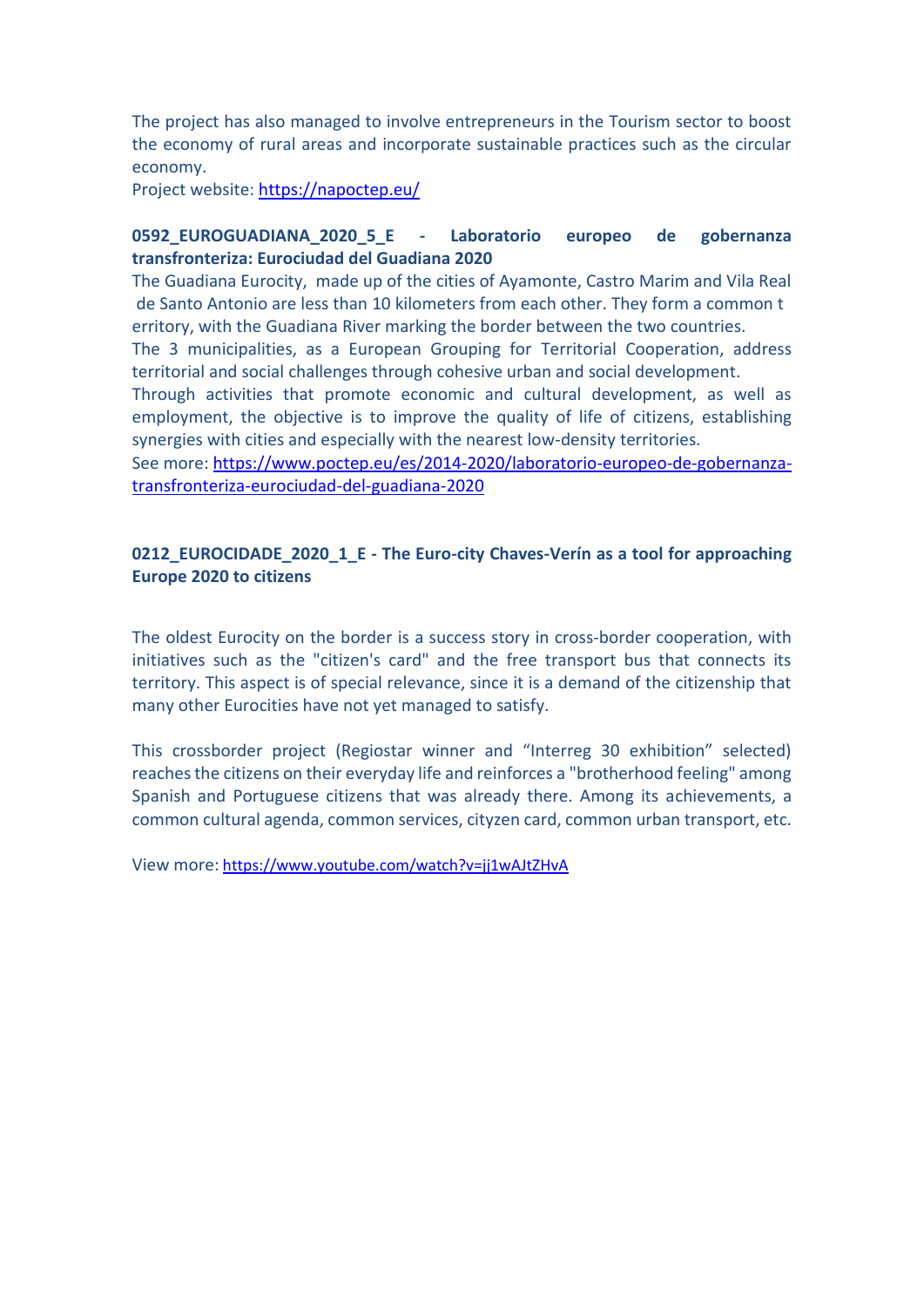The project has also managed to involve entrepreneurs in the Tourism sector to boost the economy of rural areas and incorporate sustainable practices such as the circular economy.

Project website: https://napoctep.eu/

**0592_EUROGUADIANA_2020_5_E - Laboratorio europeo de gobernanza transfronteriza: Eurociudad del Guadiana 2020**

The Guadiana Eurocity, made up of the cities of Ayamonte, Castro Marim and Vila Real de Santo Antonio are less than 10 kilometers from each other. They form a common territory, with the Guadiana River marking the border between the two countries.

The 3 municipalities, as a European Grouping for Territorial Cooperation, address territorial and social challenges through cohesive urban and social development.

Through activities that promote economic and cultural development, as well as employment, the objective is to improve the quality of life of citizens, establishing synergies with cities and especially with the nearest low-density territories.

See more: https://www.poctep.eu/es/2014-2020/laboratorio-europeo-de-gobernanza-transfronteriza-eurociudad-del-guadiana-2020

**0212_EUROCIDADE_2020_1_E - The Euro-city Chaves-Verín as a tool for approaching Europe 2020 to citizens**

The oldest Eurocity on the border is a success story in cross-border cooperation, with initiatives such as the "citizen's card" and the free transport bus that connects its territory. This aspect is of special relevance, since it is a demand of the citizenship that many other Eurocities have not yet managed to satisfy.

This crossborder project (Regiostar winner and “Interreg 30 exhibition” selected) reaches the citizens on their everyday life and reinforces a "brotherhood feeling" among Spanish and Portuguese citizens that was already there. Among its achievements, a common cultural agenda, common services, cityzen card, common urban transport, etc.

View more: https://www.youtube.com/watch?v=jj1wAJtZHvA